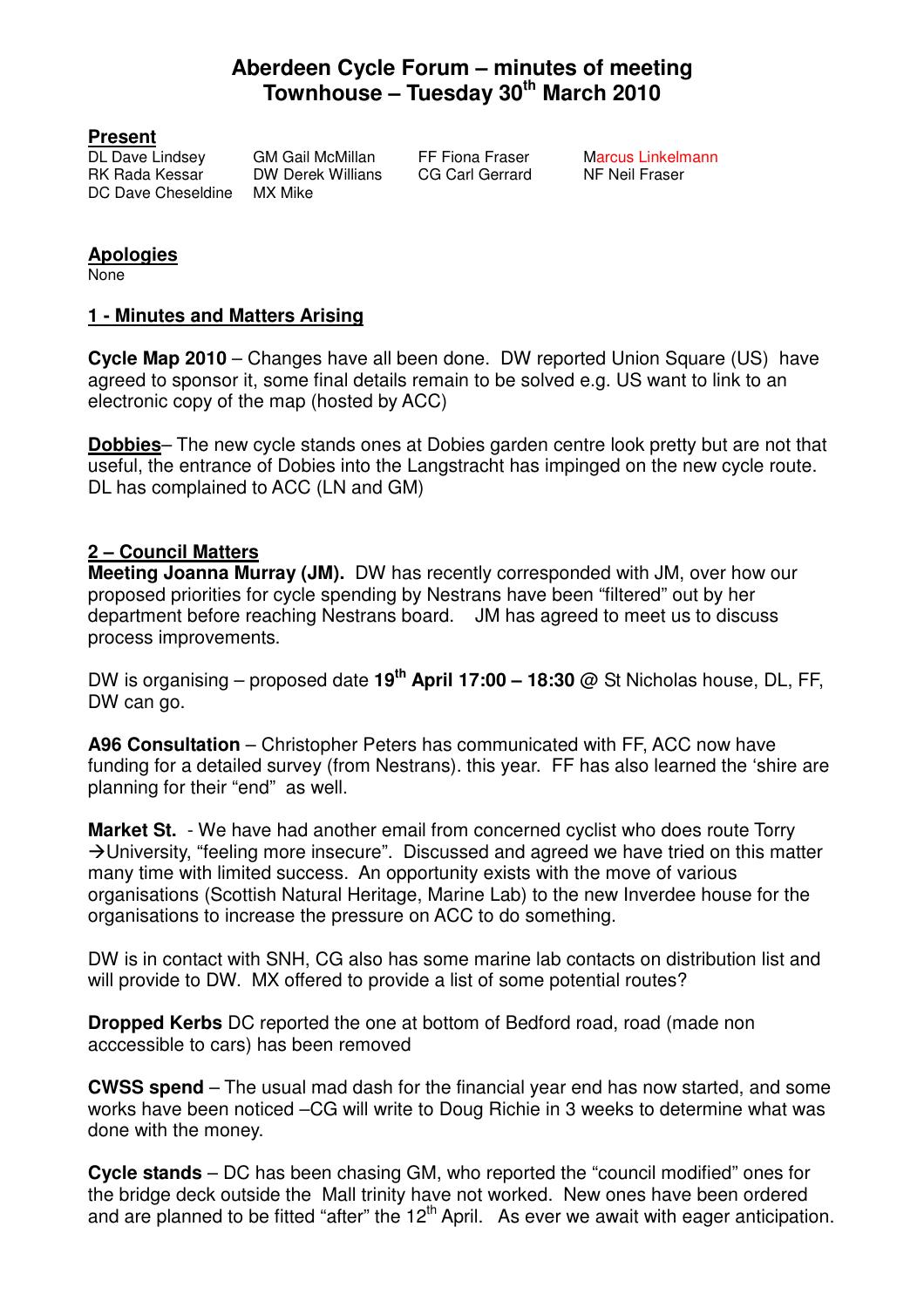# Aberdeen Cycle Forum – minutes of meeting
# Townhouse – Tuesday 30th March 2010

## Present

| | | | |
|---|---|---|---|
| DL Dave Lindsey | GM Gail McMillan | FF Fiona Fraser | Marcus Linkelmann |
| RK Rada Kessar | DW Derek Willians | CG Carl Gerrard | NF Neil Fraser |
| DC Dave Cheseldine | MX Mike | | |

## Apologies

None

## 1 - Minutes and Matters Arising

**Cycle Map 2010** – Changes have all been done. DW reported Union Square (US) have agreed to sponsor it, some final details remain to be solved e.g. US want to link to an electronic copy of the map (hosted by ACC)

**Dobbies**– The new cycle stands ones at Dobies garden centre look pretty but are not that useful, the entrance of Dobies into the Langstracht has impinged on the new cycle route. DL has complained to ACC (LN and GM)

## 2 – Council Matters

**Meeting Joanna Murray (JM).** DW has recently corresponded with JM, over how our proposed priorities for cycle spending by Nestrans have been "filtered" out by her department before reaching Nestrans board. JM has agreed to meet us to discuss process improvements.

DW is organising – proposed date **19th April 17:00 – 18:30** @ St Nicholas house, DL, FF, DW can go.

**A96 Consultation** – Christopher Peters has communicated with FF, ACC now have funding for a detailed survey (from Nestrans). this year. FF has also learned the 'shire are planning for their "end" as well.

**Market St.** - We have had another email from concerned cyclist who does route Torry →University, "feeling more insecure". Discussed and agreed we have tried on this matter many time with limited success. An opportunity exists with the move of various organisations (Scottish Natural Heritage, Marine Lab) to the new Inverdee house for the organisations to increase the pressure on ACC to do something.

DW is in contact with SNH, CG also has some marine lab contacts on distribution list and will provide to DW. MX offered to provide a list of some potential routes?

**Dropped Kerbs** DC reported the one at bottom of Bedford road, road (made non acccessible to cars) has been removed

**CWSS spend** – The usual mad dash for the financial year end has now started, and some works have been noticed –CG will write to Doug Richie in 3 weeks to determine what was done with the money.

**Cycle stands** – DC has been chasing GM, who reported the "council modified" ones for the bridge deck outside the Mall trinity have not worked. New ones have been ordered and are planned to be fitted "after" the 12th April. As ever we await with eager anticipation.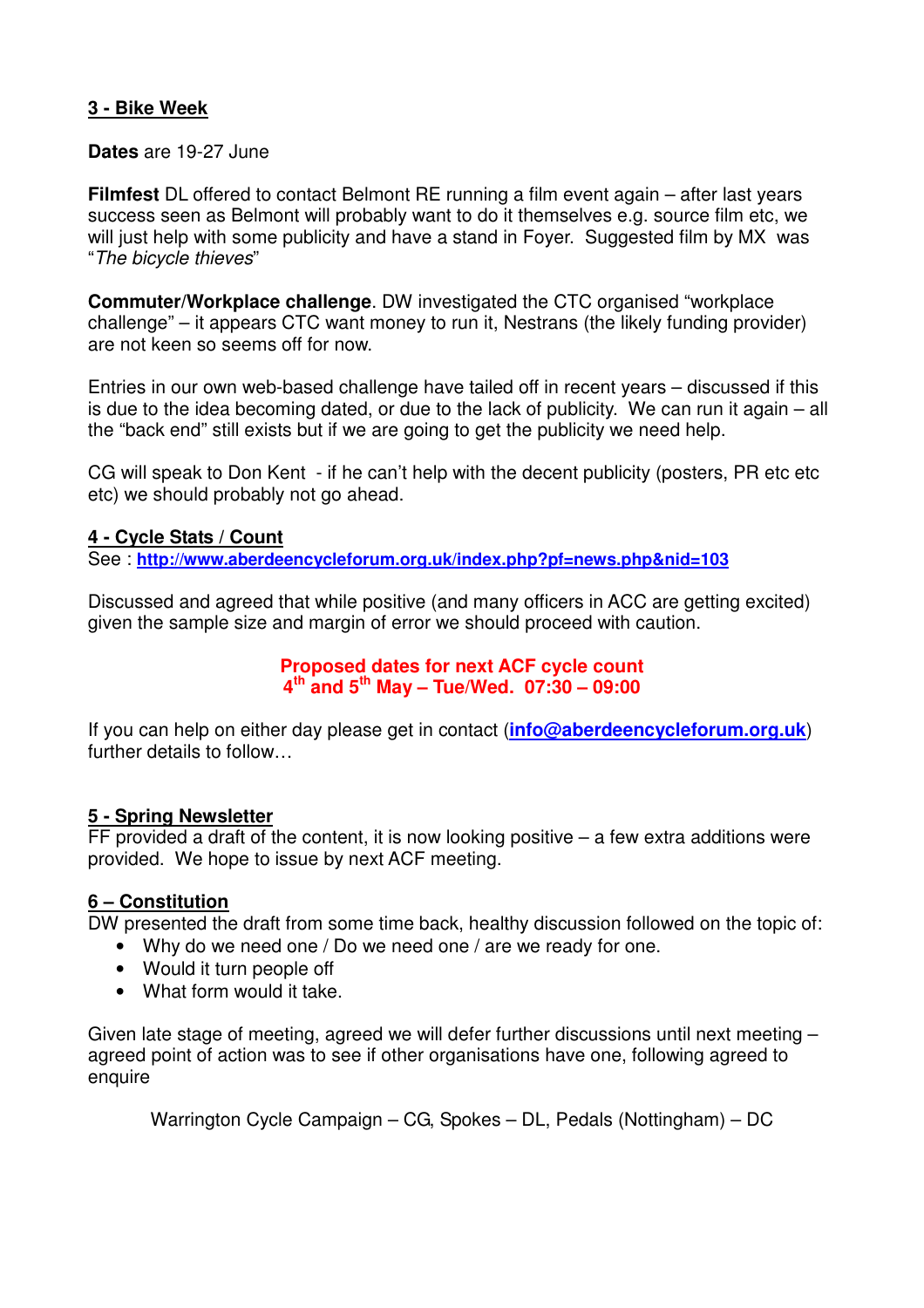## 3 - Bike Week

**Dates** are 19-27 June

**Filmfest** DL offered to contact Belmont RE running a film event again – after last years success seen as Belmont will probably want to do it themselves e.g. source film etc, we will just help with some publicity and have a stand in Foyer. Suggested film by MX was "*The bicycle thieves*"

**Commuter/Workplace challenge**. DW investigated the CTC organised "workplace challenge" – it appears CTC want money to run it, Nestrans (the likely funding provider) are not keen so seems off for now.

Entries in our own web-based challenge have tailed off in recent years – discussed if this is due to the idea becoming dated, or due to the lack of publicity. We can run it again – all the "back end" still exists but if we are going to get the publicity we need help.

CG will speak to Don Kent - if he can't help with the decent publicity (posters, PR etc etc etc) we should probably not go ahead.

## 4 - Cycle Stats / Count

See : **http://www.aberdeencycleforum.org.uk/index.php?pf=news.php&nid=103**

Discussed and agreed that while positive (and many officers in ACC are getting excited) given the sample size and margin of error we should proceed with caution.

**Proposed dates for next ACF cycle count**
**4th and 5th May – Tue/Wed. 07:30 – 09:00**

If you can help on either day please get in contact (**info@aberdeencycleforum.org.uk**) further details to follow…

## 5 - Spring Newsletter

FF provided a draft of the content, it is now looking positive – a few extra additions were provided. We hope to issue by next ACF meeting.

## 6 – Constitution

DW presented the draft from some time back, healthy discussion followed on the topic of:

- Why do we need one / Do we need one / are we ready for one.
- Would it turn people off
- What form would it take.

Given late stage of meeting, agreed we will defer further discussions until next meeting – agreed point of action was to see if other organisations have one, following agreed to enquire

Warrington Cycle Campaign – CG, Spokes – DL, Pedals (Nottingham) – DC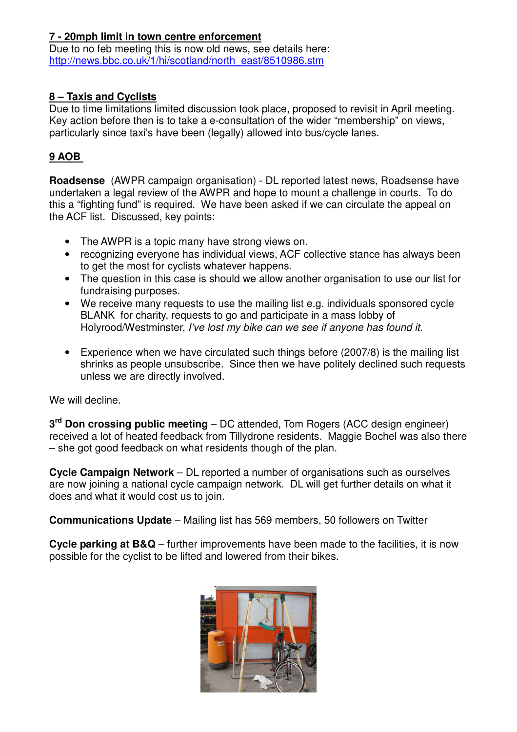## 7 - 20mph limit in town centre enforcement

Due to no feb meeting this is now old news, see details here:
http://news.bbc.co.uk/1/hi/scotland/north_east/8510986.stm

## 8 – Taxis and Cyclists

Due to time limitations limited discussion took place, proposed to revisit in April meeting. Key action before then is to take a e-consultation of the wider "membership" on views, particularly since taxi's have been (legally) allowed into bus/cycle lanes.

## 9 AOB

**Roadsense** (AWPR campaign organisation) - DL reported latest news, Roadsense have undertaken a legal review of the AWPR and hope to mount a challenge in courts. To do this a "fighting fund" is required. We have been asked if we can circulate the appeal on the ACF list. Discussed, key points:

- The AWPR is a topic many have strong views on.
- recognizing everyone has individual views, ACF collective stance has always been to get the most for cyclists whatever happens.
- The question in this case is should we allow another organisation to use our list for fundraising purposes.
- We receive many requests to use the mailing list e.g. individuals sponsored cycle BLANK for charity, requests to go and participate in a mass lobby of Holyrood/Westminster, *I've lost my bike can we see if anyone has found it*.
- Experience when we have circulated such things before (2007/8) is the mailing list shrinks as people unsubscribe. Since then we have politely declined such requests unless we are directly involved.

We will decline.

**3rd Don crossing public meeting** – DC attended, Tom Rogers (ACC design engineer) received a lot of heated feedback from Tillydrone residents. Maggie Bochel was also there – she got good feedback on what residents though of the plan.

**Cycle Campaign Network** – DL reported a number of organisations such as ourselves are now joining a national cycle campaign network. DL will get further details on what it does and what it would cost us to join.

**Communications Update** – Mailing list has 569 members, 50 followers on Twitter

**Cycle parking at B&Q** – further improvements have been made to the facilities, it is now possible for the cyclist to be lifted and lowered from their bikes.